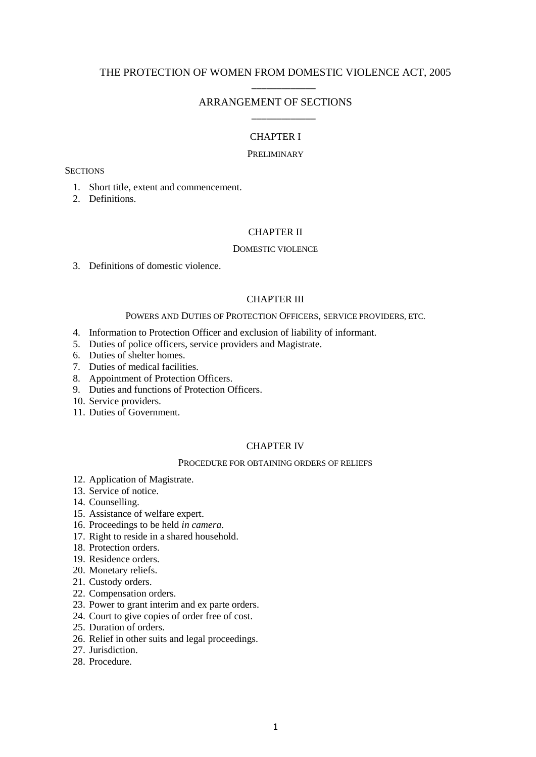# THE PROTECTION OF WOMEN FROM DOMESTIC VIOLENCE ACT, 2005

## ARRANGEMENT OF SECTIONS

### CHAPTER I

#### PRELIMINARY

SECTIONS

1. Short title, extent and commencement.
2. Definitions.

### CHAPTER II

#### DOMESTIC VIOLENCE

3. Definitions of domestic violence.

### CHAPTER III

#### POWERS AND DUTIES OF PROTECTION OFFICERS, SERVICE PROVIDERS, ETC.

4. Information to Protection Officer and exclusion of liability of informant.
5. Duties of police officers, service providers and Magistrate.
6. Duties of shelter homes.
7. Duties of medical facilities.
8. Appointment of Protection Officers.
9. Duties and functions of Protection Officers.
10. Service providers.
11. Duties of Government.

### CHAPTER IV

#### PROCEDURE FOR OBTAINING ORDERS OF RELIEFS

12. Application of Magistrate.
13. Service of notice.
14. Counselling.
15. Assistance of welfare expert.
16. Proceedings to be held *in camera*.
17. Right to reside in a shared household.
18. Protection orders.
19. Residence orders.
20. Monetary reliefs.
21. Custody orders.
22. Compensation orders.
23. Power to grant interim and ex parte orders.
24. Court to give copies of order free of cost.
25. Duration of orders.
26. Relief in other suits and legal proceedings.
27. Jurisdiction.
28. Procedure.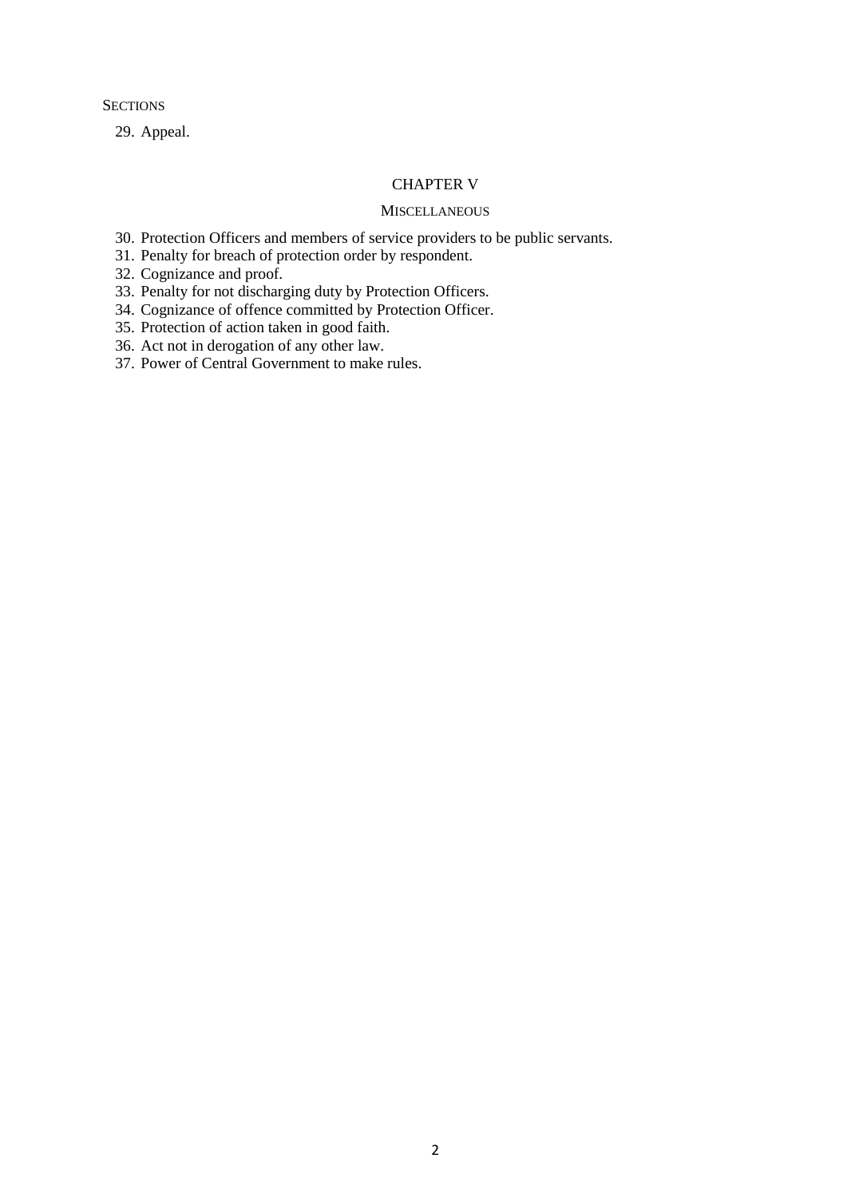SECTIONS

29. Appeal.

## CHAPTER V

### MISCELLANEOUS

30. Protection Officers and members of service providers to be public servants.
31. Penalty for breach of protection order by respondent.
32. Cognizance and proof.
33. Penalty for not discharging duty by Protection Officers.
34. Cognizance of offence committed by Protection Officer.
35. Protection of action taken in good faith.
36. Act not in derogation of any other law.
37. Power of Central Government to make rules.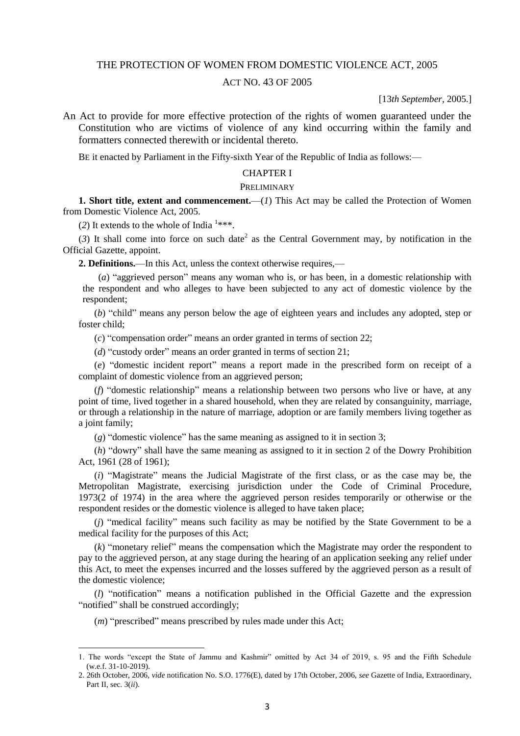THE PROTECTION OF WOMEN FROM DOMESTIC VIOLENCE ACT, 2005

ACT NO. 43 OF 2005

[13*th September*, 2005.]

An Act to provide for more effective protection of the rights of women guaranteed under the Constitution who are victims of violence of any kind occurring within the family and formatters connected therewith or incidental thereto.

BE it enacted by Parliament in the Fifty-sixth Year of the Republic of India as follows:—

## CHAPTER I

### PRELIMINARY

**1. Short title, extent and commencement.**—(*1*) This Act may be called the Protection of Women from Domestic Violence Act, 2005.

(*2*) It extends to the whole of India [1]***.

(*3*) It shall come into force on such date[2] as the Central Government may, by notification in the Official Gazette, appoint.

**2. Definitions.**—In this Act, unless the context otherwise requires,—

(*a*) "aggrieved person" means any woman who is, or has been, in a domestic relationship with the respondent and who alleges to have been subjected to any act of domestic violence by the respondent;

(*b*) "child" means any person below the age of eighteen years and includes any adopted, step or foster child;

(*c*) "compensation order" means an order granted in terms of section 22;

(*d*) "custody order" means an order granted in terms of section 21;

(*e*) "domestic incident report" means a report made in the prescribed form on receipt of a complaint of domestic violence from an aggrieved person;

(*f*) "domestic relationship" means a relationship between two persons who live or have, at any point of time, lived together in a shared household, when they are related by consanguinity, marriage, or through a relationship in the nature of marriage, adoption or are family members living together as a joint family;

(*g*) "domestic violence" has the same meaning as assigned to it in section 3;

(*h*) "dowry" shall have the same meaning as assigned to it in section 2 of the Dowry Prohibition Act, 1961 (28 of 1961);

(*i*) "Magistrate" means the Judicial Magistrate of the first class, or as the case may be, the Metropolitan Magistrate, exercising jurisdiction under the Code of Criminal Procedure, 1973(2 of 1974) in the area where the aggrieved person resides temporarily or otherwise or the respondent resides or the domestic violence is alleged to have taken place;

(*j*) "medical facility" means such facility as may be notified by the State Government to be a medical facility for the purposes of this Act;

(*k*) "monetary relief" means the compensation which the Magistrate may order the respondent to pay to the aggrieved person, at any stage during the hearing of an application seeking any relief under this Act, to meet the expenses incurred and the losses suffered by the aggrieved person as a result of the domestic violence;

(*l*) "notification" means a notification published in the Official Gazette and the expression "notified" shall be construed accordingly;

(*m*) "prescribed" means prescribed by rules made under this Act;

---

1. The words "except the State of Jammu and Kashmir" omitted by Act 34 of 2019, s. 95 and the Fifth Schedule (w.e.f. 31-10-2019).
2. 26th October, 2006, *vide* notification No. S.O. 1776(E), dated by 17th October, 2006, *see* Gazette of India, Extraordinary, Part II, sec. 3(*ii*).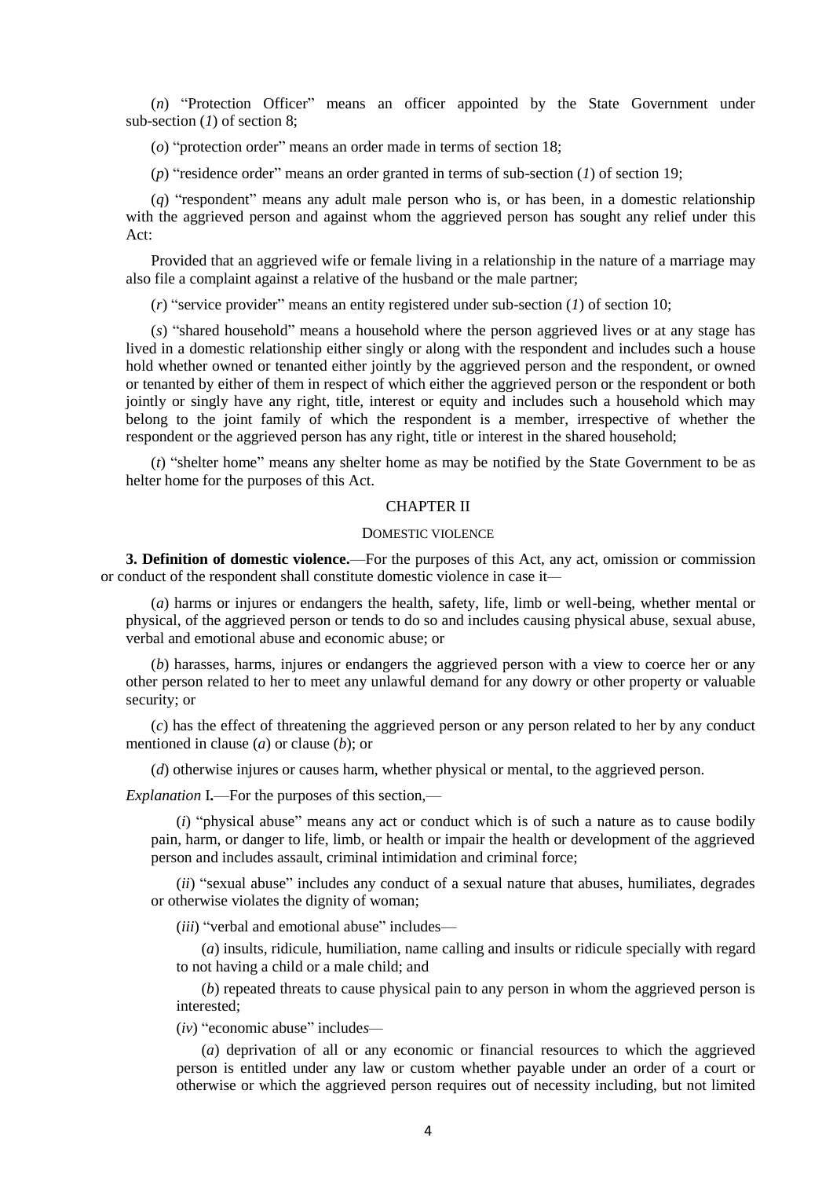(*n*) "Protection Officer" means an officer appointed by the State Government under sub-section (*1*) of section 8;

(*o*) "protection order" means an order made in terms of section 18;

(*p*) "residence order" means an order granted in terms of sub-section (*1*) of section 19;

(*q*) "respondent" means any adult male person who is, or has been, in a domestic relationship with the aggrieved person and against whom the aggrieved person has sought any relief under this Act:

Provided that an aggrieved wife or female living in a relationship in the nature of a marriage may also file a complaint against a relative of the husband or the male partner;

(*r*) "service provider" means an entity registered under sub-section (*1*) of section 10;

(*s*) "shared household" means a household where the person aggrieved lives or at any stage has lived in a domestic relationship either singly or along with the respondent and includes such a house hold whether owned or tenanted either jointly by the aggrieved person and the respondent, or owned or tenanted by either of them in respect of which either the aggrieved person or the respondent or both jointly or singly have any right, title, interest or equity and includes such a household which may belong to the joint family of which the respondent is a member, irrespective of whether the respondent or the aggrieved person has any right, title or interest in the shared household;

(*t*) "shelter home" means any shelter home as may be notified by the State Government to be as helter home for the purposes of this Act.

## CHAPTER II

### DOMESTIC VIOLENCE

**3. Definition of domestic violence.**—For the purposes of this Act, any act, omission or commission or conduct of the respondent shall constitute domestic violence in case it—

(*a*) harms or injures or endangers the health, safety, life, limb or well-being, whether mental or physical, of the aggrieved person or tends to do so and includes causing physical abuse, sexual abuse, verbal and emotional abuse and economic abuse; or

(*b*) harasses, harms, injures or endangers the aggrieved person with a view to coerce her or any other person related to her to meet any unlawful demand for any dowry or other property or valuable security; or

(*c*) has the effect of threatening the aggrieved person or any person related to her by any conduct mentioned in clause (*a*) or clause (*b*); or

(*d*) otherwise injures or causes harm, whether physical or mental, to the aggrieved person.

*Explanation* I**.**—For the purposes of this section,—

(*i*) "physical abuse" means any act or conduct which is of such a nature as to cause bodily pain, harm, or danger to life, limb, or health or impair the health or development of the aggrieved person and includes assault, criminal intimidation and criminal force;

(*ii*) "sexual abuse" includes any conduct of a sexual nature that abuses, humiliates, degrades or otherwise violates the dignity of woman;

(*iii*) "verbal and emotional abuse" includes—

(*a*) insults, ridicule, humiliation, name calling and insults or ridicule specially with regard to not having a child or a male child; and

(*b*) repeated threats to cause physical pain to any person in whom the aggrieved person is interested;

(*iv*) "economic abuse" includes—

(*a*) deprivation of all or any economic or financial resources to which the aggrieved person is entitled under any law or custom whether payable under an order of a court or otherwise or which the aggrieved person requires out of necessity including, but not limited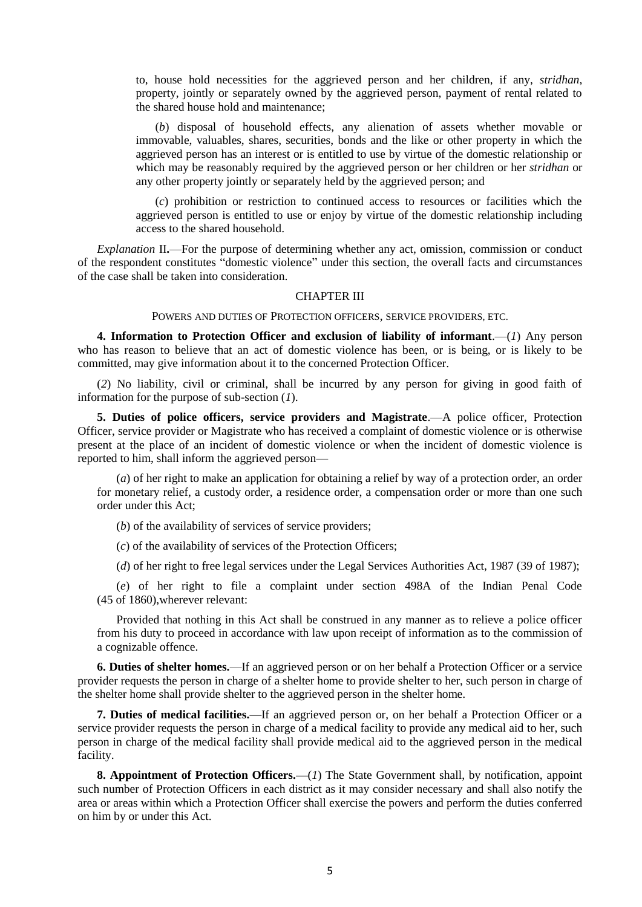to, house hold necessities for the aggrieved person and her children, if any, *stridhan*, property, jointly or separately owned by the aggrieved person, payment of rental related to the shared house hold and maintenance;

(*b*) disposal of household effects, any alienation of assets whether movable or immovable, valuables, shares, securities, bonds and the like or other property in which the aggrieved person has an interest or is entitled to use by virtue of the domestic relationship or which may be reasonably required by the aggrieved person or her children or her *stridhan* or any other property jointly or separately held by the aggrieved person; and

(*c*) prohibition or restriction to continued access to resources or facilities which the aggrieved person is entitled to use or enjoy by virtue of the domestic relationship including access to the shared household.

*Explanation* II.—For the purpose of determining whether any act, omission, commission or conduct of the respondent constitutes "domestic violence" under this section, the overall facts and circumstances of the case shall be taken into consideration.

## CHAPTER III

### POWERS AND DUTIES OF PROTECTION OFFICERS, SERVICE PROVIDERS, ETC.

**4. Information to Protection Officer and exclusion of liability of informant**.—(*1*) Any person who has reason to believe that an act of domestic violence has been, or is being, or is likely to be committed, may give information about it to the concerned Protection Officer.

(*2*) No liability, civil or criminal, shall be incurred by any person for giving in good faith of information for the purpose of sub-section (*1*).

**5. Duties of police officers, service providers and Magistrate**.—A police officer, Protection Officer, service provider or Magistrate who has received a complaint of domestic violence or is otherwise present at the place of an incident of domestic violence or when the incident of domestic violence is reported to him, shall inform the aggrieved person—

(*a*) of her right to make an application for obtaining a relief by way of a protection order, an order for monetary relief, a custody order, a residence order, a compensation order or more than one such order under this Act;

(*b*) of the availability of services of service providers;

(*c*) of the availability of services of the Protection Officers;

(*d*) of her right to free legal services under the Legal Services Authorities Act, 1987 (39 of 1987);

(*e*) of her right to file a complaint under section 498A of the Indian Penal Code (45 of 1860),wherever relevant:

Provided that nothing in this Act shall be construed in any manner as to relieve a police officer from his duty to proceed in accordance with law upon receipt of information as to the commission of a cognizable offence.

**6. Duties of shelter homes.**—If an aggrieved person or on her behalf a Protection Officer or a service provider requests the person in charge of a shelter home to provide shelter to her, such person in charge of the shelter home shall provide shelter to the aggrieved person in the shelter home.

**7. Duties of medical facilities.**—If an aggrieved person or, on her behalf a Protection Officer or a service provider requests the person in charge of a medical facility to provide any medical aid to her, such person in charge of the medical facility shall provide medical aid to the aggrieved person in the medical facility.

**8. Appointment of Protection Officers.—**(*1*) The State Government shall, by notification, appoint such number of Protection Officers in each district as it may consider necessary and shall also notify the area or areas within which a Protection Officer shall exercise the powers and perform the duties conferred on him by or under this Act.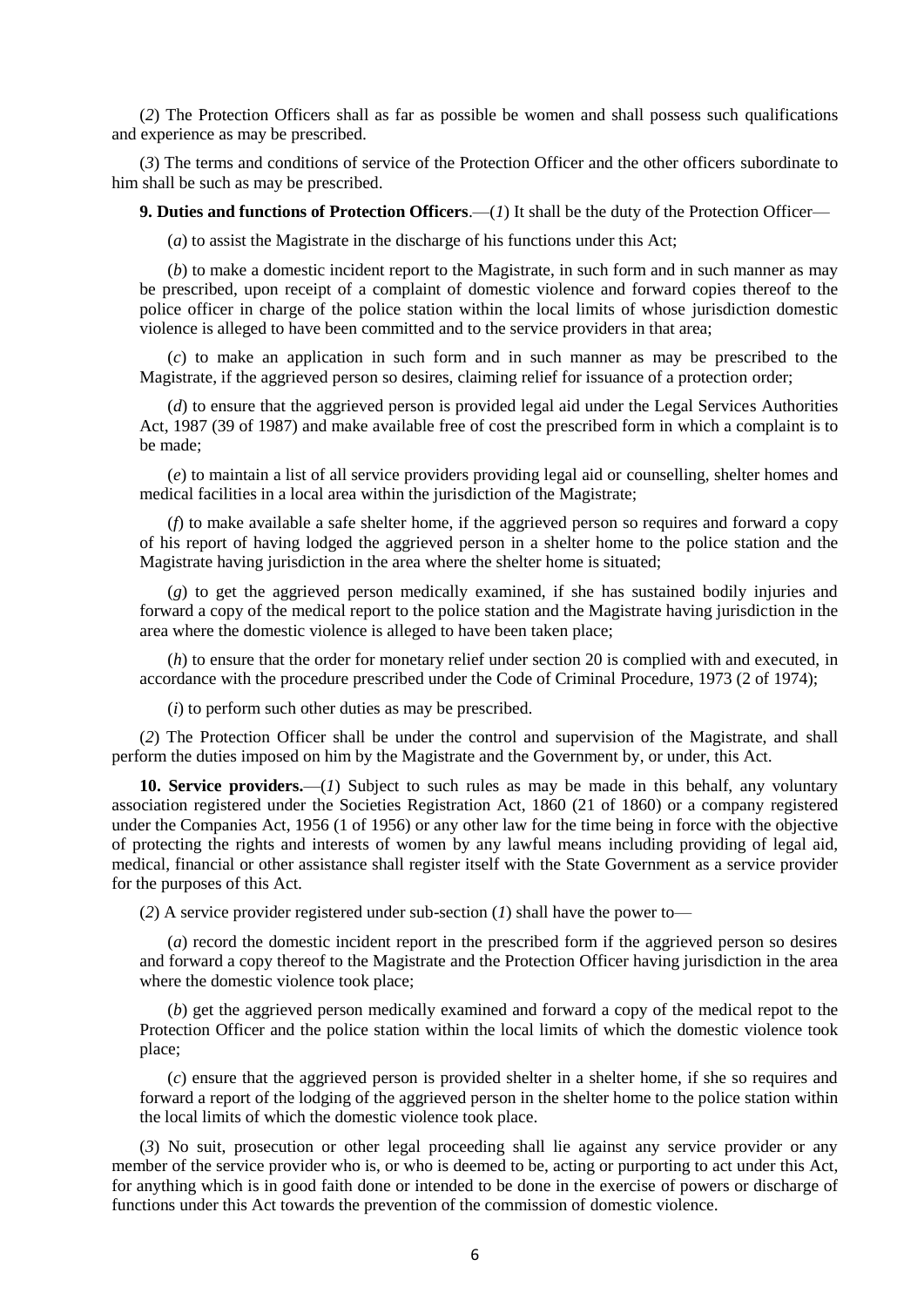(*2*) The Protection Officers shall as far as possible be women and shall possess such qualifications and experience as may be prescribed.

(*3*) The terms and conditions of service of the Protection Officer and the other officers subordinate to him shall be such as may be prescribed.

**9. Duties and functions of Protection Officers**.—(*1*) It shall be the duty of the Protection Officer—

(*a*) to assist the Magistrate in the discharge of his functions under this Act;

(*b*) to make a domestic incident report to the Magistrate, in such form and in such manner as may be prescribed, upon receipt of a complaint of domestic violence and forward copies thereof to the police officer in charge of the police station within the local limits of whose jurisdiction domestic violence is alleged to have been committed and to the service providers in that area;

(*c*) to make an application in such form and in such manner as may be prescribed to the Magistrate, if the aggrieved person so desires, claiming relief for issuance of a protection order;

(*d*) to ensure that the aggrieved person is provided legal aid under the Legal Services Authorities Act, 1987 (39 of 1987) and make available free of cost the prescribed form in which a complaint is to be made;

(*e*) to maintain a list of all service providers providing legal aid or counselling, shelter homes and medical facilities in a local area within the jurisdiction of the Magistrate;

(*f*) to make available a safe shelter home, if the aggrieved person so requires and forward a copy of his report of having lodged the aggrieved person in a shelter home to the police station and the Magistrate having jurisdiction in the area where the shelter home is situated;

(*g*) to get the aggrieved person medically examined, if she has sustained bodily injuries and forward a copy of the medical report to the police station and the Magistrate having jurisdiction in the area where the domestic violence is alleged to have been taken place;

(*h*) to ensure that the order for monetary relief under section 20 is complied with and executed, in accordance with the procedure prescribed under the Code of Criminal Procedure, 1973 (2 of 1974);

(*i*) to perform such other duties as may be prescribed.

(*2*) The Protection Officer shall be under the control and supervision of the Magistrate, and shall perform the duties imposed on him by the Magistrate and the Government by, or under, this Act.

**10. Service providers.**—(*1*) Subject to such rules as may be made in this behalf, any voluntary association registered under the Societies Registration Act, 1860 (21 of 1860) or a company registered under the Companies Act, 1956 (1 of 1956) or any other law for the time being in force with the objective of protecting the rights and interests of women by any lawful means including providing of legal aid, medical, financial or other assistance shall register itself with the State Government as a service provider for the purposes of this Act.

(*2*) A service provider registered under sub-section (*1*) shall have the power to—

(*a*) record the domestic incident report in the prescribed form if the aggrieved person so desires and forward a copy thereof to the Magistrate and the Protection Officer having jurisdiction in the area where the domestic violence took place;

(*b*) get the aggrieved person medically examined and forward a copy of the medical repot to the Protection Officer and the police station within the local limits of which the domestic violence took place;

(*c*) ensure that the aggrieved person is provided shelter in a shelter home, if she so requires and forward a report of the lodging of the aggrieved person in the shelter home to the police station within the local limits of which the domestic violence took place.

(*3*) No suit, prosecution or other legal proceeding shall lie against any service provider or any member of the service provider who is, or who is deemed to be, acting or purporting to act under this Act, for anything which is in good faith done or intended to be done in the exercise of powers or discharge of functions under this Act towards the prevention of the commission of domestic violence.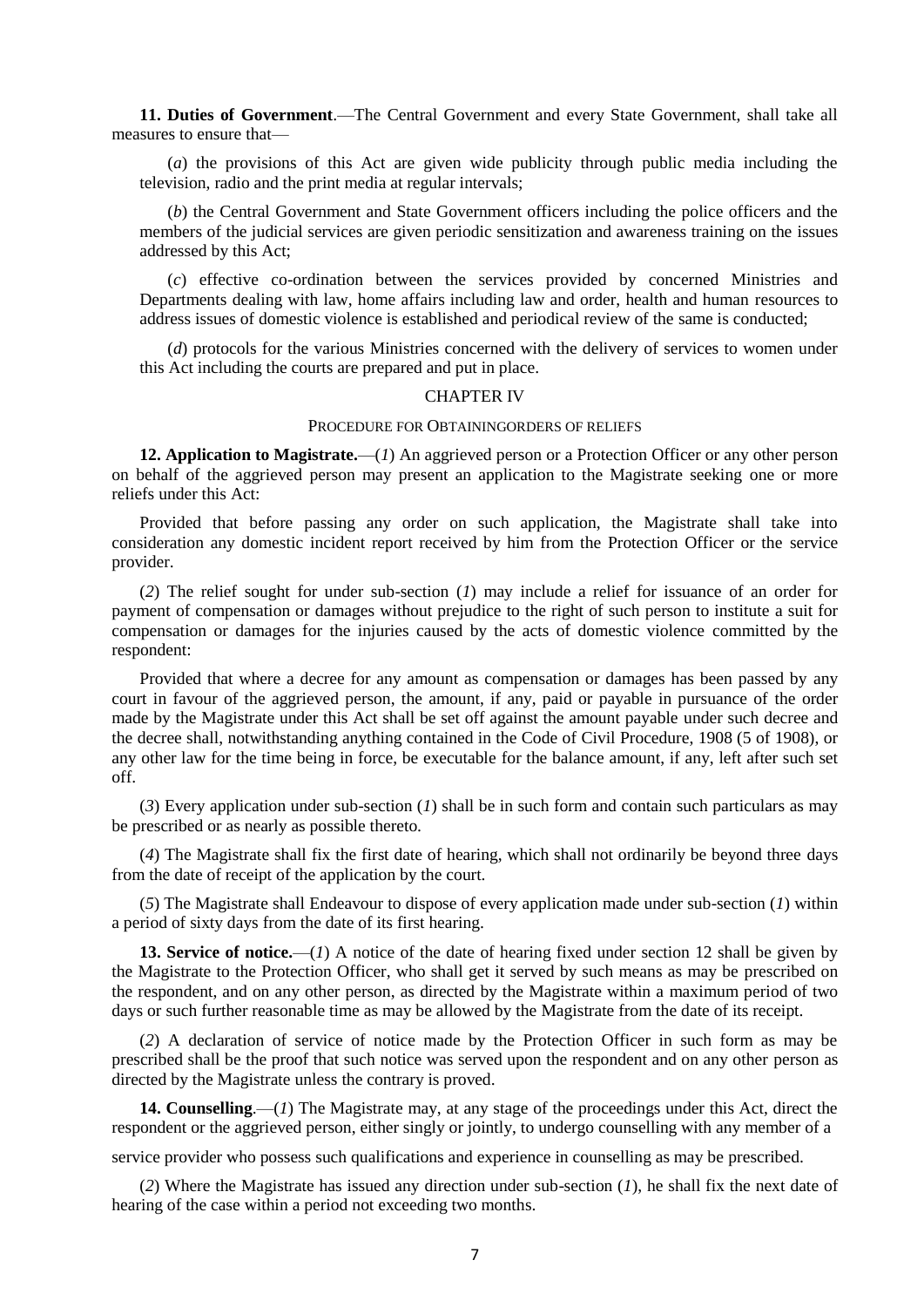**11. Duties of Government**.—The Central Government and every State Government, shall take all measures to ensure that—

(*a*) the provisions of this Act are given wide publicity through public media including the television, radio and the print media at regular intervals;

(*b*) the Central Government and State Government officers including the police officers and the members of the judicial services are given periodic sensitization and awareness training on the issues addressed by this Act;

(*c*) effective co-ordination between the services provided by concerned Ministries and Departments dealing with law, home affairs including law and order, health and human resources to address issues of domestic violence is established and periodical review of the same is conducted;

(*d*) protocols for the various Ministries concerned with the delivery of services to women under this Act including the courts are prepared and put in place.

## CHAPTER IV

### PROCEDURE FOR OBTAININGORDERS OF RELIEFS

**12. Application to Magistrate.**—(*1*) An aggrieved person or a Protection Officer or any other person on behalf of the aggrieved person may present an application to the Magistrate seeking one or more reliefs under this Act:

Provided that before passing any order on such application, the Magistrate shall take into consideration any domestic incident report received by him from the Protection Officer or the service provider.

(*2*) The relief sought for under sub-section (*1*) may include a relief for issuance of an order for payment of compensation or damages without prejudice to the right of such person to institute a suit for compensation or damages for the injuries caused by the acts of domestic violence committed by the respondent:

Provided that where a decree for any amount as compensation or damages has been passed by any court in favour of the aggrieved person, the amount, if any, paid or payable in pursuance of the order made by the Magistrate under this Act shall be set off against the amount payable under such decree and the decree shall, notwithstanding anything contained in the Code of Civil Procedure, 1908 (5 of 1908), or any other law for the time being in force, be executable for the balance amount, if any, left after such set off.

(*3*) Every application under sub-section (*1*) shall be in such form and contain such particulars as may be prescribed or as nearly as possible thereto.

(*4*) The Magistrate shall fix the first date of hearing, which shall not ordinarily be beyond three days from the date of receipt of the application by the court.

(*5*) The Magistrate shall Endeavour to dispose of every application made under sub-section (*1*) within a period of sixty days from the date of its first hearing.

**13. Service of notice.**—(*1*) A notice of the date of hearing fixed under section 12 shall be given by the Magistrate to the Protection Officer, who shall get it served by such means as may be prescribed on the respondent, and on any other person, as directed by the Magistrate within a maximum period of two days or such further reasonable time as may be allowed by the Magistrate from the date of its receipt.

(*2*) A declaration of service of notice made by the Protection Officer in such form as may be prescribed shall be the proof that such notice was served upon the respondent and on any other person as directed by the Magistrate unless the contrary is proved.

**14. Counselling**.—(*1*) The Magistrate may, at any stage of the proceedings under this Act, direct the respondent or the aggrieved person, either singly or jointly, to undergo counselling with any member of a service provider who possess such qualifications and experience in counselling as may be prescribed.

(*2*) Where the Magistrate has issued any direction under sub-section (*1*), he shall fix the next date of hearing of the case within a period not exceeding two months.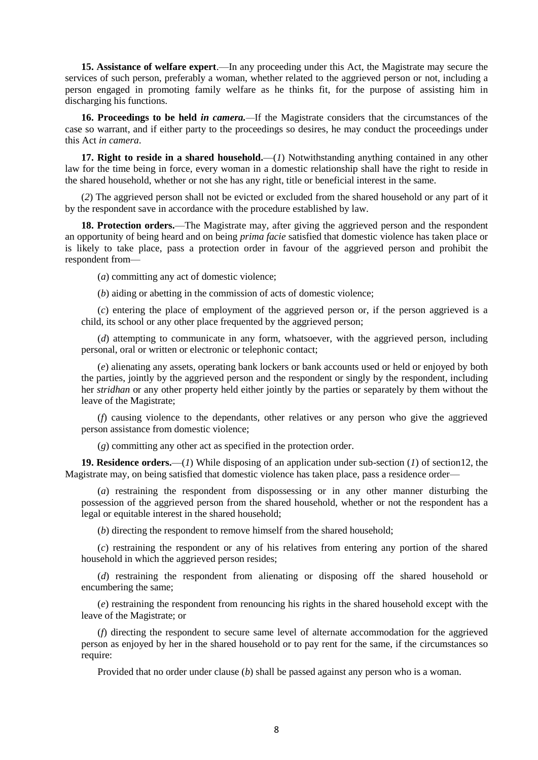**15. Assistance of welfare expert**.—In any proceeding under this Act, the Magistrate may secure the services of such person, preferably a woman, whether related to the aggrieved person or not, including a person engaged in promoting family welfare as he thinks fit, for the purpose of assisting him in discharging his functions.

**16. Proceedings to be held *in camera*.**—If the Magistrate considers that the circumstances of the case so warrant, and if either party to the proceedings so desires, he may conduct the proceedings under this Act *in camera*.

**17. Right to reside in a shared household.**—(*1*) Notwithstanding anything contained in any other law for the time being in force, every woman in a domestic relationship shall have the right to reside in the shared household, whether or not she has any right, title or beneficial interest in the same.

(*2*) The aggrieved person shall not be evicted or excluded from the shared household or any part of it by the respondent save in accordance with the procedure established by law.

**18. Protection orders.**—The Magistrate may, after giving the aggrieved person and the respondent an opportunity of being heard and on being *prima facie* satisfied that domestic violence has taken place or is likely to take place, pass a protection order in favour of the aggrieved person and prohibit the respondent from—

(*a*) committing any act of domestic violence;

(*b*) aiding or abetting in the commission of acts of domestic violence;

(*c*) entering the place of employment of the aggrieved person or, if the person aggrieved is a child, its school or any other place frequented by the aggrieved person;

(*d*) attempting to communicate in any form, whatsoever, with the aggrieved person, including personal, oral or written or electronic or telephonic contact;

(*e*) alienating any assets, operating bank lockers or bank accounts used or held or enjoyed by both the parties, jointly by the aggrieved person and the respondent or singly by the respondent, including her *stridhan* or any other property held either jointly by the parties or separately by them without the leave of the Magistrate;

(*f*) causing violence to the dependants, other relatives or any person who give the aggrieved person assistance from domestic violence;

(*g*) committing any other act as specified in the protection order.

**19. Residence orders.**—(*1*) While disposing of an application under sub-section (*1*) of section12, the Magistrate may, on being satisfied that domestic violence has taken place, pass a residence order—

(*a*) restraining the respondent from dispossessing or in any other manner disturbing the possession of the aggrieved person from the shared household, whether or not the respondent has a legal or equitable interest in the shared household;

(*b*) directing the respondent to remove himself from the shared household;

(*c*) restraining the respondent or any of his relatives from entering any portion of the shared household in which the aggrieved person resides;

(*d*) restraining the respondent from alienating or disposing off the shared household or encumbering the same;

(*e*) restraining the respondent from renouncing his rights in the shared household except with the leave of the Magistrate; or

(*f*) directing the respondent to secure same level of alternate accommodation for the aggrieved person as enjoyed by her in the shared household or to pay rent for the same, if the circumstances so require:

Provided that no order under clause (*b*) shall be passed against any person who is a woman.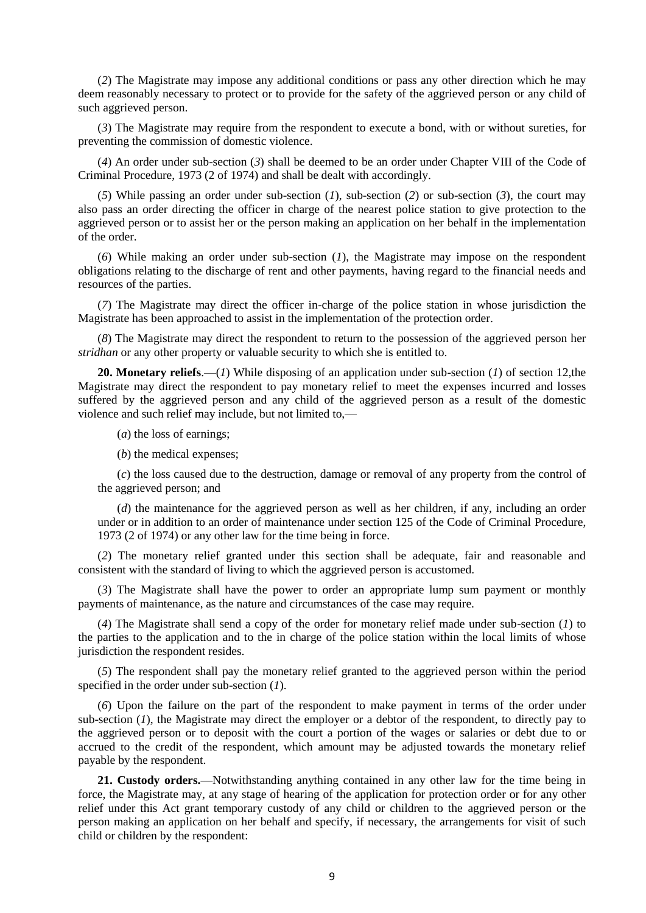(*2*) The Magistrate may impose any additional conditions or pass any other direction which he may deem reasonably necessary to protect or to provide for the safety of the aggrieved person or any child of such aggrieved person.

(*3*) The Magistrate may require from the respondent to execute a bond, with or without sureties, for preventing the commission of domestic violence.

(*4*) An order under sub-section (*3*) shall be deemed to be an order under Chapter VIII of the Code of Criminal Procedure, 1973 (2 of 1974) and shall be dealt with accordingly.

(*5*) While passing an order under sub-section (*1*), sub-section (*2*) or sub-section (*3*), the court may also pass an order directing the officer in charge of the nearest police station to give protection to the aggrieved person or to assist her or the person making an application on her behalf in the implementation of the order.

(*6*) While making an order under sub-section (*1*), the Magistrate may impose on the respondent obligations relating to the discharge of rent and other payments, having regard to the financial needs and resources of the parties.

(*7*) The Magistrate may direct the officer in-charge of the police station in whose jurisdiction the Magistrate has been approached to assist in the implementation of the protection order.

(*8*) The Magistrate may direct the respondent to return to the possession of the aggrieved person her *stridhan* or any other property or valuable security to which she is entitled to.

**20. Monetary reliefs**.—(*1*) While disposing of an application under sub-section (*1*) of section 12,the Magistrate may direct the respondent to pay monetary relief to meet the expenses incurred and losses suffered by the aggrieved person and any child of the aggrieved person as a result of the domestic violence and such relief may include, but not limited to,—

(*a*) the loss of earnings;

(*b*) the medical expenses;

(*c*) the loss caused due to the destruction, damage or removal of any property from the control of the aggrieved person; and

(*d*) the maintenance for the aggrieved person as well as her children, if any, including an order under or in addition to an order of maintenance under section 125 of the Code of Criminal Procedure, 1973 (2 of 1974) or any other law for the time being in force.

(*2*) The monetary relief granted under this section shall be adequate, fair and reasonable and consistent with the standard of living to which the aggrieved person is accustomed.

(*3*) The Magistrate shall have the power to order an appropriate lump sum payment or monthly payments of maintenance, as the nature and circumstances of the case may require.

(*4*) The Magistrate shall send a copy of the order for monetary relief made under sub-section (*1*) to the parties to the application and to the in charge of the police station within the local limits of whose jurisdiction the respondent resides.

(*5*) The respondent shall pay the monetary relief granted to the aggrieved person within the period specified in the order under sub-section (*1*).

(*6*) Upon the failure on the part of the respondent to make payment in terms of the order under sub-section (*1*), the Magistrate may direct the employer or a debtor of the respondent, to directly pay to the aggrieved person or to deposit with the court a portion of the wages or salaries or debt due to or accrued to the credit of the respondent, which amount may be adjusted towards the monetary relief payable by the respondent.

**21. Custody orders.**—Notwithstanding anything contained in any other law for the time being in force, the Magistrate may, at any stage of hearing of the application for protection order or for any other relief under this Act grant temporary custody of any child or children to the aggrieved person or the person making an application on her behalf and specify, if necessary, the arrangements for visit of such child or children by the respondent: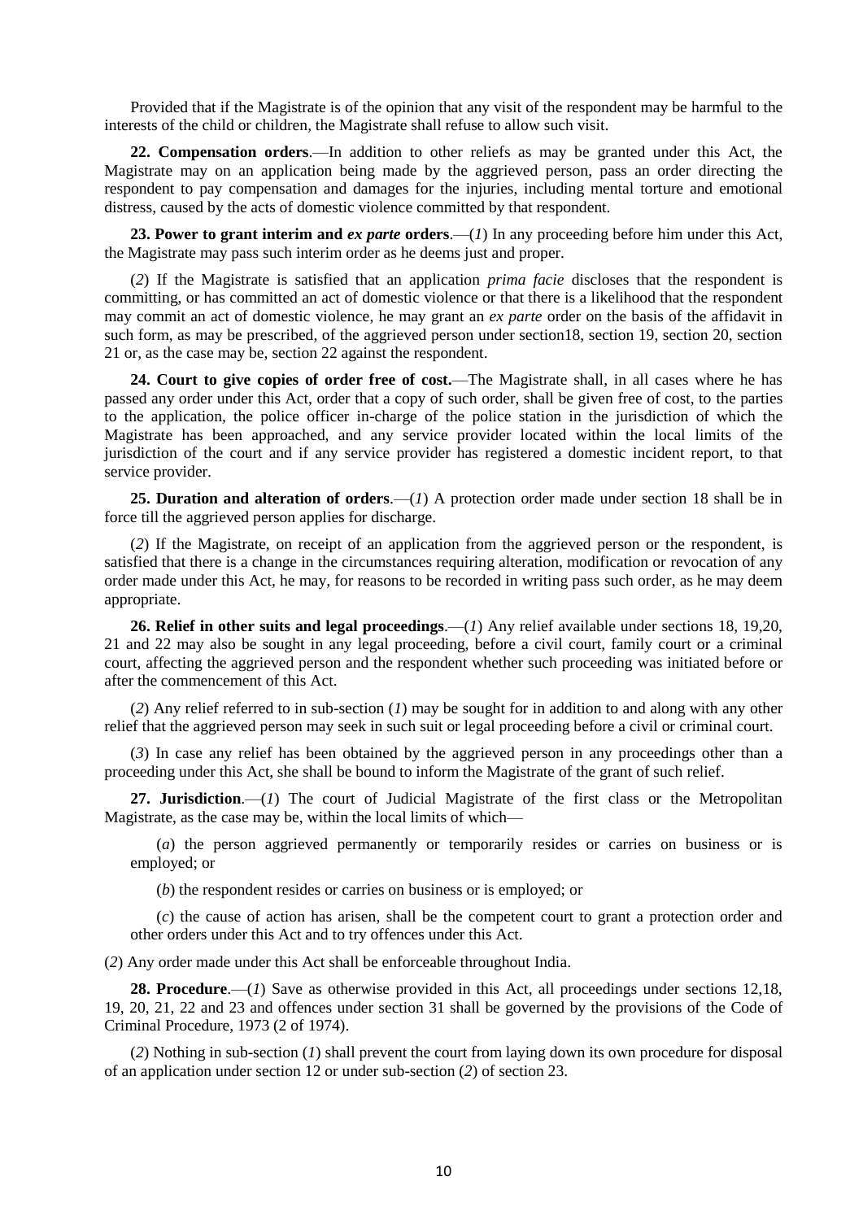Provided that if the Magistrate is of the opinion that any visit of the respondent may be harmful to the interests of the child or children, the Magistrate shall refuse to allow such visit.

**22. Compensation orders**.—In addition to other reliefs as may be granted under this Act, the Magistrate may on an application being made by the aggrieved person, pass an order directing the respondent to pay compensation and damages for the injuries, including mental torture and emotional distress, caused by the acts of domestic violence committed by that respondent.

**23. Power to grant interim and *ex parte* orders**.—(*1*) In any proceeding before him under this Act, the Magistrate may pass such interim order as he deems just and proper.

(*2*) If the Magistrate is satisfied that an application *prima facie* discloses that the respondent is committing, or has committed an act of domestic violence or that there is a likelihood that the respondent may commit an act of domestic violence, he may grant an *ex parte* order on the basis of the affidavit in such form, as may be prescribed, of the aggrieved person under section18, section 19, section 20, section 21 or, as the case may be, section 22 against the respondent.

**24. Court to give copies of order free of cost.**—The Magistrate shall, in all cases where he has passed any order under this Act, order that a copy of such order, shall be given free of cost, to the parties to the application, the police officer in-charge of the police station in the jurisdiction of which the Magistrate has been approached, and any service provider located within the local limits of the jurisdiction of the court and if any service provider has registered a domestic incident report, to that service provider.

**25. Duration and alteration of orders**.—(*1*) A protection order made under section 18 shall be in force till the aggrieved person applies for discharge.

(*2*) If the Magistrate, on receipt of an application from the aggrieved person or the respondent, is satisfied that there is a change in the circumstances requiring alteration, modification or revocation of any order made under this Act, he may, for reasons to be recorded in writing pass such order, as he may deem appropriate.

**26. Relief in other suits and legal proceedings**.—(*1*) Any relief available under sections 18, 19,20, 21 and 22 may also be sought in any legal proceeding, before a civil court, family court or a criminal court, affecting the aggrieved person and the respondent whether such proceeding was initiated before or after the commencement of this Act.

(*2*) Any relief referred to in sub-section (*1*) may be sought for in addition to and along with any other relief that the aggrieved person may seek in such suit or legal proceeding before a civil or criminal court.

(*3*) In case any relief has been obtained by the aggrieved person in any proceedings other than a proceeding under this Act, she shall be bound to inform the Magistrate of the grant of such relief.

**27. Jurisdiction**.—(*1*) The court of Judicial Magistrate of the first class or the Metropolitan Magistrate, as the case may be, within the local limits of which—

(*a*) the person aggrieved permanently or temporarily resides or carries on business or is employed; or

(*b*) the respondent resides or carries on business or is employed; or

(*c*) the cause of action has arisen, shall be the competent court to grant a protection order and other orders under this Act and to try offences under this Act.

(*2*) Any order made under this Act shall be enforceable throughout India.

**28. Procedure**.—(*1*) Save as otherwise provided in this Act, all proceedings under sections 12,18, 19, 20, 21, 22 and 23 and offences under section 31 shall be governed by the provisions of the Code of Criminal Procedure, 1973 (2 of 1974).

(*2*) Nothing in sub-section (*1*) shall prevent the court from laying down its own procedure for disposal of an application under section 12 or under sub-section (*2*) of section 23.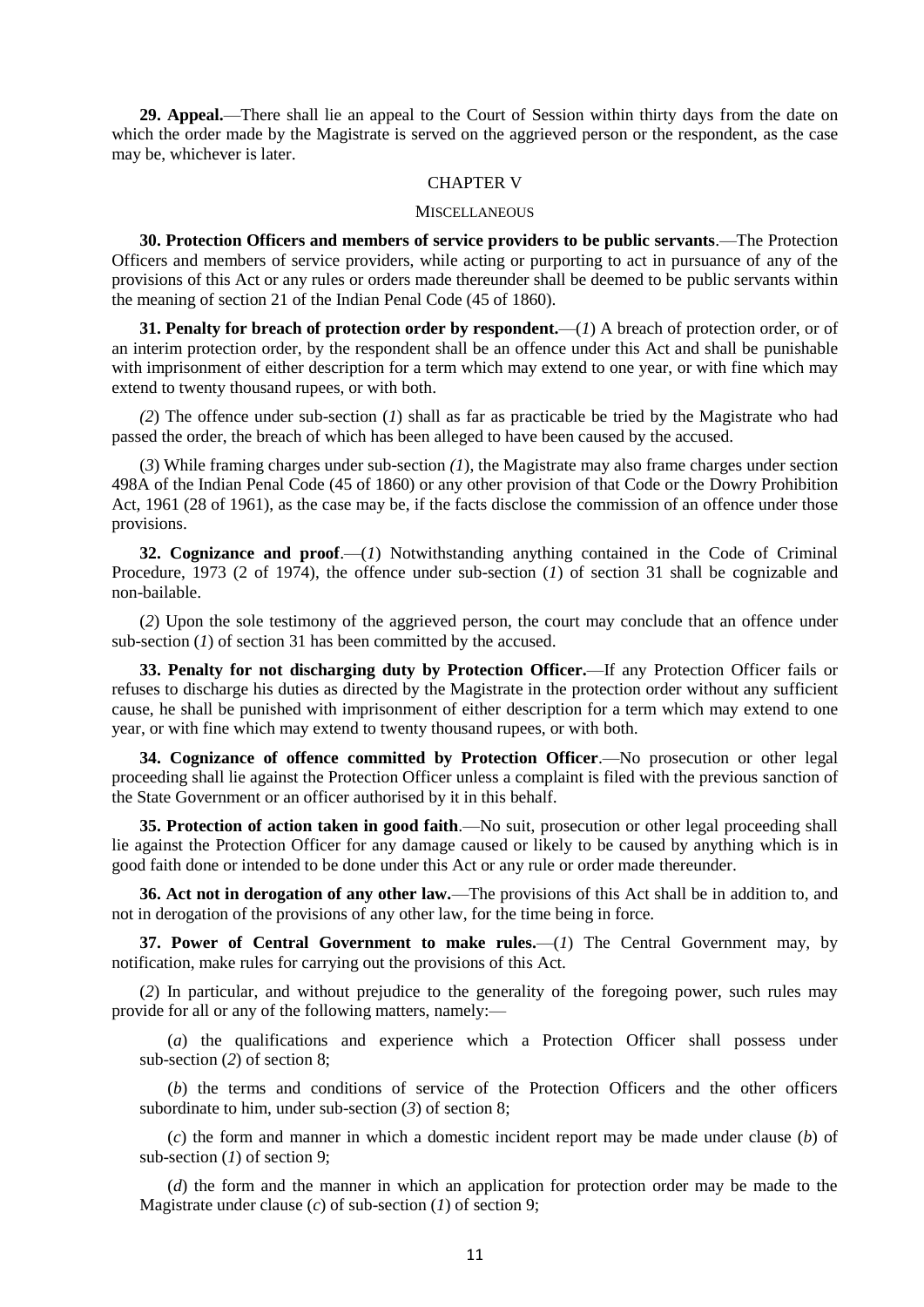**29. Appeal.**—There shall lie an appeal to the Court of Session within thirty days from the date on which the order made by the Magistrate is served on the aggrieved person or the respondent, as the case may be, whichever is later.

## CHAPTER V

### MISCELLANEOUS

**30. Protection Officers and members of service providers to be public servants**.—The Protection Officers and members of service providers, while acting or purporting to act in pursuance of any of the provisions of this Act or any rules or orders made thereunder shall be deemed to be public servants within the meaning of section 21 of the Indian Penal Code (45 of 1860).

**31. Penalty for breach of protection order by respondent.**—(*1*) A breach of protection order, or of an interim protection order, by the respondent shall be an offence under this Act and shall be punishable with imprisonment of either description for a term which may extend to one year, or with fine which may extend to twenty thousand rupees, or with both.

(*2*) The offence under sub-section (*1*) shall as far as practicable be tried by the Magistrate who had passed the order, the breach of which has been alleged to have been caused by the accused.

(*3*) While framing charges under sub-section (*1*), the Magistrate may also frame charges under section 498A of the Indian Penal Code (45 of 1860) or any other provision of that Code or the Dowry Prohibition Act, 1961 (28 of 1961), as the case may be, if the facts disclose the commission of an offence under those provisions.

**32. Cognizance and proof**.—(*1*) Notwithstanding anything contained in the Code of Criminal Procedure, 1973 (2 of 1974), the offence under sub-section (*1*) of section 31 shall be cognizable and non-bailable.

(*2*) Upon the sole testimony of the aggrieved person, the court may conclude that an offence under sub-section (*1*) of section 31 has been committed by the accused.

**33. Penalty for not discharging duty by Protection Officer.**—If any Protection Officer fails or refuses to discharge his duties as directed by the Magistrate in the protection order without any sufficient cause, he shall be punished with imprisonment of either description for a term which may extend to one year, or with fine which may extend to twenty thousand rupees, or with both.

**34. Cognizance of offence committed by Protection Officer**.—No prosecution or other legal proceeding shall lie against the Protection Officer unless a complaint is filed with the previous sanction of the State Government or an officer authorised by it in this behalf.

**35. Protection of action taken in good faith**.—No suit, prosecution or other legal proceeding shall lie against the Protection Officer for any damage caused or likely to be caused by anything which is in good faith done or intended to be done under this Act or any rule or order made thereunder.

**36. Act not in derogation of any other law.**—The provisions of this Act shall be in addition to, and not in derogation of the provisions of any other law, for the time being in force.

**37. Power of Central Government to make rules.**—(*1*) The Central Government may, by notification, make rules for carrying out the provisions of this Act.

(*2*) In particular, and without prejudice to the generality of the foregoing power, such rules may provide for all or any of the following matters, namely:—

(*a*) the qualifications and experience which a Protection Officer shall possess under sub-section (*2*) of section 8;

(*b*) the terms and conditions of service of the Protection Officers and the other officers subordinate to him, under sub-section (*3*) of section 8;

(*c*) the form and manner in which a domestic incident report may be made under clause (*b*) of sub-section (*1*) of section 9;

(*d*) the form and the manner in which an application for protection order may be made to the Magistrate under clause (*c*) of sub-section (*1*) of section 9;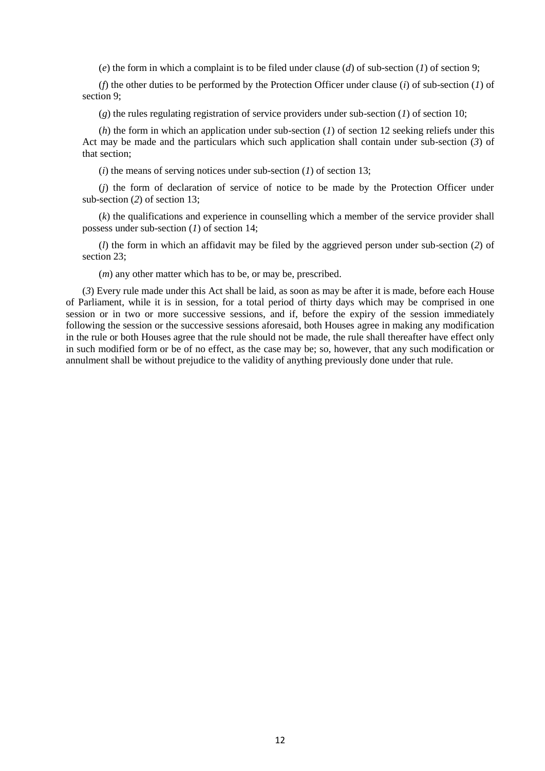(*e*) the form in which a complaint is to be filed under clause (*d*) of sub-section (*1*) of section 9;

(*f*) the other duties to be performed by the Protection Officer under clause (*i*) of sub-section (*1*) of section 9;

(*g*) the rules regulating registration of service providers under sub-section (*1*) of section 10;

(*h*) the form in which an application under sub-section (*1*) of section 12 seeking reliefs under this Act may be made and the particulars which such application shall contain under sub-section (*3*) of that section;

(*i*) the means of serving notices under sub-section (*1*) of section 13;

(*j*) the form of declaration of service of notice to be made by the Protection Officer under sub-section (*2*) of section 13;

(*k*) the qualifications and experience in counselling which a member of the service provider shall possess under sub-section (*1*) of section 14;

(*l*) the form in which an affidavit may be filed by the aggrieved person under sub-section (*2*) of section 23;

(*m*) any other matter which has to be, or may be, prescribed.

(*3*) Every rule made under this Act shall be laid, as soon as may be after it is made, before each House of Parliament, while it is in session, for a total period of thirty days which may be comprised in one session or in two or more successive sessions, and if, before the expiry of the session immediately following the session or the successive sessions aforesaid, both Houses agree in making any modification in the rule or both Houses agree that the rule should not be made, the rule shall thereafter have effect only in such modified form or be of no effect, as the case may be; so, however, that any such modification or annulment shall be without prejudice to the validity of anything previously done under that rule.